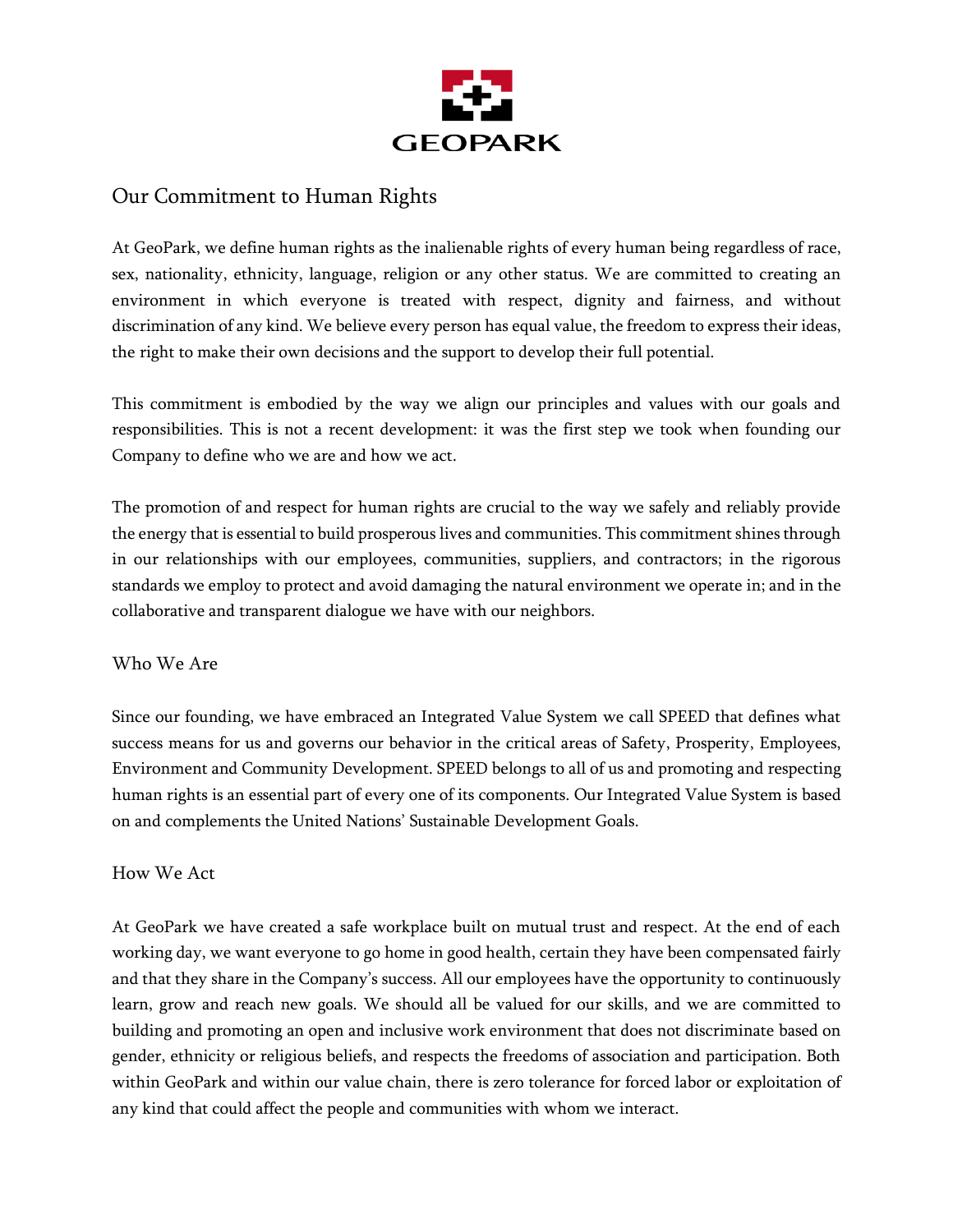GEOPARK

# Our Commitment to Human Rights

At GeoPark, we define human rights as the inalienable rights of every human being regardless of race, sex, nationality, ethnicity, language, religion or any other status. We are committed to creating an environment in which everyone is treated with respect, dignity and fairness, and without discrimination of any kind. We believe every person has equal value, the freedom to express their ideas, the right to make their own decisions and the support to develop their full potential.

This commitment is embodied by the way we align our principles and values with our goals and responsibilities. This is not a recent development: it was the first step we took when founding our Company to define who we are and how we act.

The promotion of and respect for human rights are crucial to the way we safely and reliably provide the energy that is essential to build prosperous lives and communities. This commitment shines through in our relationships with our employees, communities, suppliers, and contractors; in the rigorous standards we employ to protect and avoid damaging the natural environment we operate in; and in the collaborative and transparent dialogue we have with our neighbors.

## Who We Are

Since our founding, we have embraced an Integrated Value System we call SPEED that defines what success means for us and governs our behavior in the critical areas of Safety, Prosperity, Employees, Environment and Community Development. SPEED belongs to all of us and promoting and respecting human rights is an essential part of every one of its components. Our Integrated Value System is based on and complements the United Nations' Sustainable Development Goals.

## How We Act

At GeoPark we have created a safe workplace built on mutual trust and respect. At the end of each working day, we want everyone to go home in good health, certain they have been compensated fairly and that they share in the Company's success. All our employees have the opportunity to continuously learn, grow and reach new goals. We should all be valued for our skills, and we are committed to building and promoting an open and inclusive work environment that does not discriminate based on gender, ethnicity or religious beliefs, and respects the freedoms of association and participation. Both within GeoPark and within our value chain, there is zero tolerance for forced labor or exploitation of any kind that could affect the people and communities with whom we interact.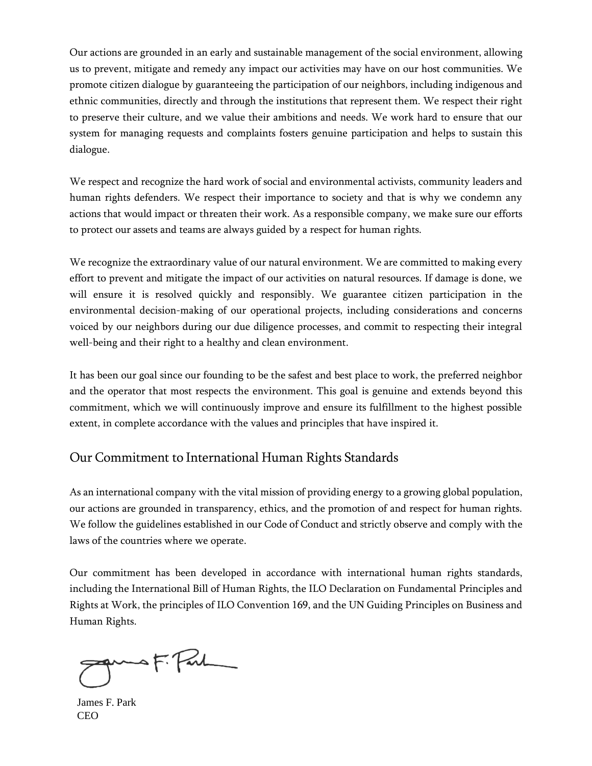Our actions are grounded in an early and sustainable management of the social environment, allowing us to prevent, mitigate and remedy any impact our activities may have on our host communities. We promote citizen dialogue by guaranteeing the participation of our neighbors, including indigenous and ethnic communities, directly and through the institutions that represent them. We respect their right to preserve their culture, and we value their ambitions and needs. We work hard to ensure that our system for managing requests and complaints fosters genuine participation and helps to sustain this dialogue.

We respect and recognize the hard work of social and environmental activists, community leaders and human rights defenders. We respect their importance to society and that is why we condemn any actions that would impact or threaten their work. As a responsible company, we make sure our efforts to protect our assets and teams are always guided by a respect for human rights.

We recognize the extraordinary value of our natural environment. We are committed to making every effort to prevent and mitigate the impact of our activities on natural resources. If damage is done, we will ensure it is resolved quickly and responsibly. We guarantee citizen participation in the environmental decision-making of our operational projects, including considerations and concerns voiced by our neighbors during our due diligence processes, and commit to respecting their integral well-being and their right to a healthy and clean environment.

It has been our goal since our founding to be the safest and best place to work, the preferred neighbor and the operator that most respects the environment. This goal is genuine and extends beyond this commitment, which we will continuously improve and ensure its fulfillment to the highest possible extent, in complete accordance with the values and principles that have inspired it.

## Our Commitment to International Human Rights Standards

As an international company with the vital mission of providing energy to a growing global population, our actions are grounded in transparency, ethics, and the promotion of and respect for human rights. We follow the guidelines established in our Code of Conduct and strictly observe and comply with the laws of the countries where we operate.

Our commitment has been developed in accordance with international human rights standards, including the International Bill of Human Rights, the ILO Declaration on Fundamental Principles and Rights at Work, the principles of ILO Convention 169, and the UN Guiding Principles on Business and Human Rights.

James F. Park
CEO